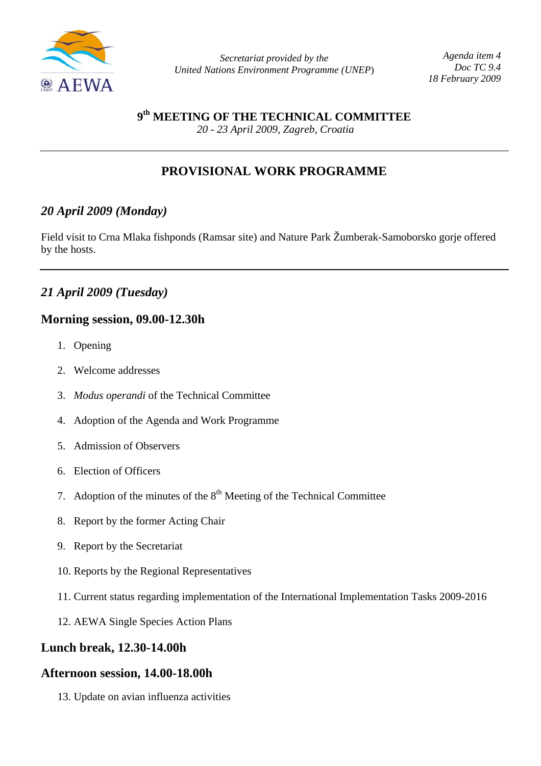Secretariat provided by the
United Nations Environment Programme (UNEP)

Agenda item 4
Doc TC 9.4
18 February 2009

**9th MEETING OF THE TECHNICAL COMMITTEE**
*20 - 23 April 2009, Zagreb, Croatia*

---

# PROVISIONAL WORK PROGRAMME

## *20 April 2009 (Monday)*

Field visit to Crna Mlaka fishponds (Ramsar site) and Nature Park Žumberak-Samoborsko gorje offered by the hosts.

---

## *21 April 2009 (Tuesday)*

### Morning session, 09.00-12.30h

1. Opening
2. Welcome addresses
3. *Modus operandi* of the Technical Committee
4. Adoption of the Agenda and Work Programme
5. Admission of Observers
6. Election of Officers
7. Adoption of the minutes of the 8th Meeting of the Technical Committee
8. Report by the former Acting Chair
9. Report by the Secretariat
10. Reports by the Regional Representatives
11. Current status regarding implementation of the International Implementation Tasks 2009-2016
12. AEWA Single Species Action Plans

### Lunch break, 12.30-14.00h

### Afternoon session, 14.00-18.00h

13. Update on avian influenza activities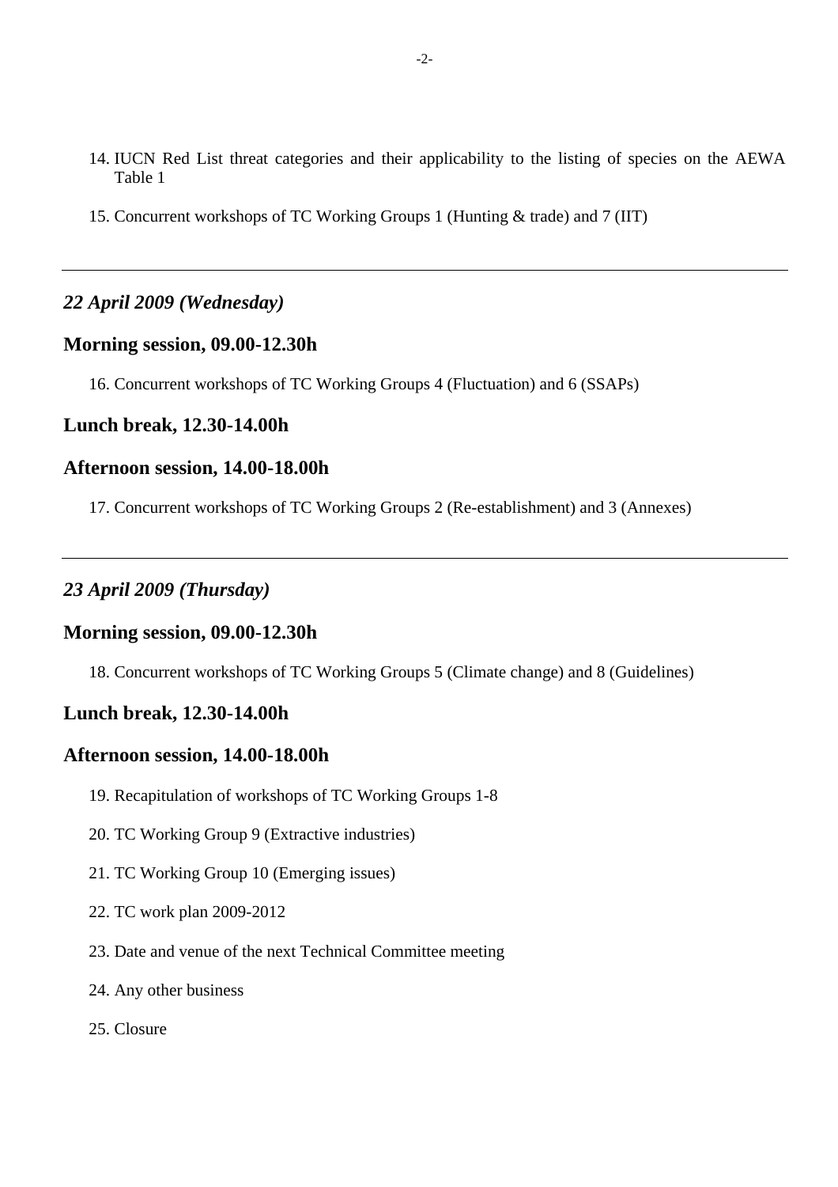14. IUCN Red List threat categories and their applicability to the listing of species on the AEWA Table 1

15. Concurrent workshops of TC Working Groups 1 (Hunting & trade) and 7 (IIT)

---

### *22 April 2009 (Wednesday)*

**Morning session, 09.00-12.30h**

16. Concurrent workshops of TC Working Groups 4 (Fluctuation) and 6 (SSAPs)

**Lunch break, 12.30-14.00h**

**Afternoon session, 14.00-18.00h**

17. Concurrent workshops of TC Working Groups 2 (Re-establishment) and 3 (Annexes)

---

### *23 April 2009 (Thursday)*

**Morning session, 09.00-12.30h**

18. Concurrent workshops of TC Working Groups 5 (Climate change) and 8 (Guidelines)

**Lunch break, 12.30-14.00h**

**Afternoon session, 14.00-18.00h**

19. Recapitulation of workshops of TC Working Groups 1-8

20. TC Working Group 9 (Extractive industries)

21. TC Working Group 10 (Emerging issues)

22. TC work plan 2009-2012

23. Date and venue of the next Technical Committee meeting

24. Any other business

25. Closure